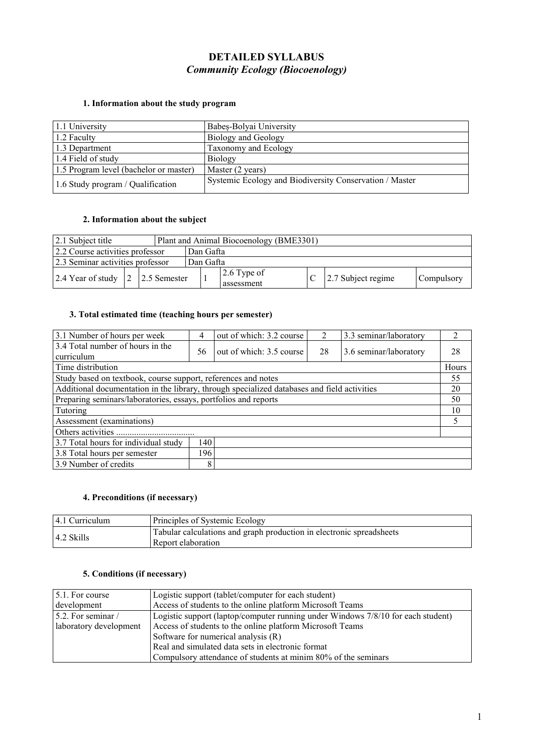# DETAILED SYLLABUS
## *Community Ecology (Biocoenology)*

### 1. Information about the study program

| | |
|---|---|
| 1.1 University | Babeș-Bolyai University |
| 1.2 Faculty | Biology and Geology |
| 1.3 Department | Taxonomy and Ecology |
| 1.4 Field of study | Biology |
| 1.5 Program level (bachelor or master) | Master (2 years) |
| 1.6 Study program / Qualification | Systemic Ecology and Biodiversity Conservation / Master |

### 2. Information about the subject

| | | | | | | | |
|---|---|---|---|---|---|---|---|
| 2.1 Subject title | | Plant and Animal Biocoenology (BME3301) | | | | | |
| 2.2 Course activities professor | | Dan Gafta | | | | | |
| 2.3 Seminar activities professor | | Dan Gafta | | | | | |
| 2.4 Year of study | 2 | 2.5 Semester | 1 | 2.6 Type of assessment | C | 2.7 Subject regime | Compulsory |

### 3. Total estimated time (teaching hours per semester)

| | | | | | |
|---|---|---|---|---|---|
| 3.1 Number of hours per week | 4 | out of which: 3.2 course | 2 | 3.3 seminar/laboratory | 2 |
| 3.4 Total number of hours in the curriculum | 56 | out of which: 3.5 course | 28 | 3.6 seminar/laboratory | 28 |
| Time distribution | | | | | Hours |
| Study based on textbook, course support, references and notes | | | | | 55 |
| Additional documentation in the library, through specialized databases and field activities | | | | | 20 |
| Preparing seminars/laboratories, essays, portfolios and reports | | | | | 50 |
| Tutoring | | | | | 10 |
| Assessment (examinations) | | | | | 5 |
| Others activities .................................. | | | | | |
| 3.7 Total hours for individual study | 140 | | | | |
| 3.8 Total hours per semester | 196 | | | | |
| 3.9 Number of credits | 8 | | | | |

### 4. Preconditions (if necessary)

| | |
|---|---|
| 4.1 Curriculum | Principles of Systemic Ecology |
| 4.2 Skills | Tabular calculations and graph production in electronic spreadsheets<br>Report elaboration |

### 5. Conditions (if necessary)

| | |
|---|---|
| 5.1. For course development | Logistic support (tablet/computer for each student)<br>Access of students to the online platform Microsoft Teams |
| 5.2. For seminar / laboratory development | Logistic support (laptop/computer running under Windows 7/8/10 for each student)<br>Access of students to the online platform Microsoft Teams<br>Software for numerical analysis (R)<br>Real and simulated data sets in electronic format<br>Compulsory attendance of students at minim 80% of the seminars |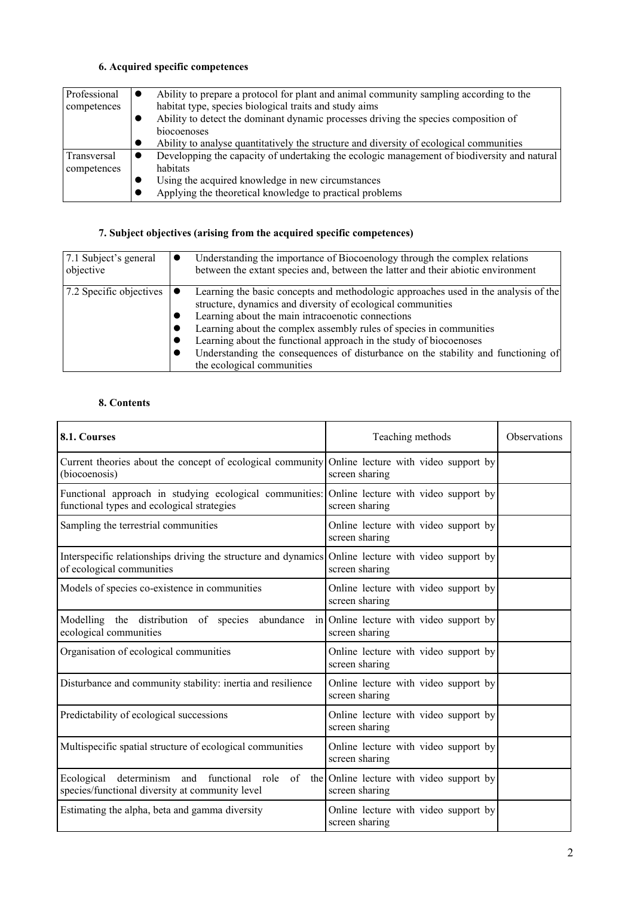### 6. Acquired specific competences

| | |
|---|---|
| Professional competences | • Ability to prepare a protocol for plant and animal community sampling according to the habitat type, species biological traits and study aims<br>• Ability to detect the dominant dynamic processes driving the species composition of biocoenoses<br>• Ability to analyse quantitatively the structure and diversity of ecological communities |
| Transversal competences | • Developping the capacity of undertaking the ecologic management of biodiversity and natural habitats<br>• Using the acquired knowledge in new circumstances<br>• Applying the theoretical knowledge to practical problems |

### 7. Subject objectives (arising from the acquired specific competences)

| | |
|---|---|
| 7.1 Subject's general objective | • Understanding the importance of Biocoenology through the complex relations between the extant species and, between the latter and their abiotic environment |
| 7.2 Specific objectives | • Learning the basic concepts and methodologic approaches used in the analysis of the structure, dynamics and diversity of ecological communities<br>• Learning about the main intracoenotic connections<br>• Learning about the complex assembly rules of species in communities<br>• Learning about the functional approach in the study of biocoenoses<br>• Understanding the consequences of disturbance on the stability and functioning of the ecological communities |

### 8. Contents

| **8.1. Courses** | Teaching methods | Observations |
|---|---|---|
| Current theories about the concept of ecological community (biocoenosis) | Online lecture with video support by screen sharing | |
| Functional approach in studying ecological communities: functional types and ecological strategies | Online lecture with video support by screen sharing | |
| Sampling the terrestrial communities | Online lecture with video support by screen sharing | |
| Interspecific relationships driving the structure and dynamics of ecological communities | Online lecture with video support by screen sharing | |
| Models of species co-existence in communities | Online lecture with video support by screen sharing | |
| Modelling the distribution of species abundance in ecological communities | Online lecture with video support by screen sharing | |
| Organisation of ecological communities | Online lecture with video support by screen sharing | |
| Disturbance and community stability: inertia and resilience | Online lecture with video support by screen sharing | |
| Predictability of ecological successions | Online lecture with video support by screen sharing | |
| Multispecific spatial structure of ecological communities | Online lecture with video support by screen sharing | |
| Ecological determinism and functional role of the species/functional diversity at community level | Online lecture with video support by screen sharing | |
| Estimating the alpha, beta and gamma diversity | Online lecture with video support by screen sharing | |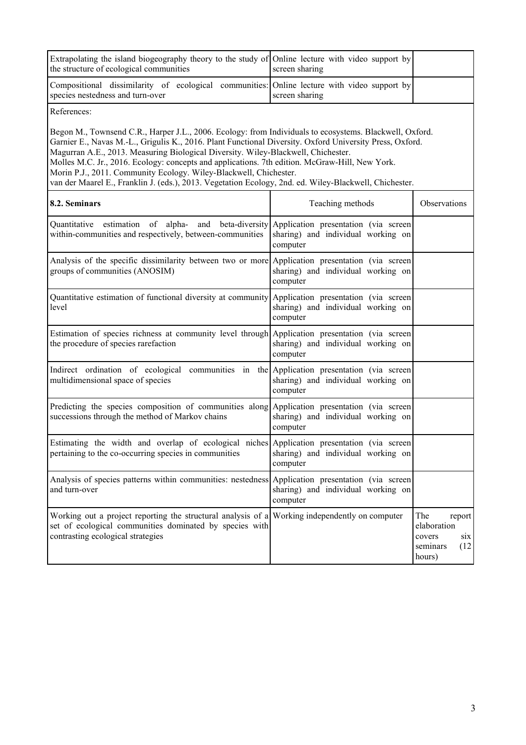| | | |
|---|---|---|
| Extrapolating the island biogeography theory to the study of the structure of ecological communities | Online lecture with video support by screen sharing | |
| Compositional dissimilarity of ecological communities: species nestedness and turn-over | Online lecture with video support by screen sharing | |

References:

Begon M., Townsend C.R., Harper J.L., 2006. Ecology: from Individuals to ecosystems. Blackwell, Oxford.
Garnier E., Navas M.-L., Grigulis K., 2016. Plant Functional Diversity. Oxford University Press, Oxford.
Magurran A.E., 2013. Measuring Biological Diversity. Wiley-Blackwell, Chichester.
Molles M.C. Jr., 2016. Ecology: concepts and applications. 7th edition. McGraw-Hill, New York.
Morin P.J., 2011. Community Ecology. Wiley-Blackwell, Chichester.
van der Maarel E., Franklin J. (eds.), 2013. Vegetation Ecology, 2nd. ed. Wiley-Blackwell, Chichester.

| **8.2. Seminars** | Teaching methods | Observations |
|---|---|---|
| Quantitative estimation of alpha- and beta-diversity within-communities and respectively, between-communities | Application presentation (via screen sharing) and individual working on computer | |
| Analysis of the specific dissimilarity between two or more groups of communities (ANOSIM) | Application presentation (via screen sharing) and individual working on computer | |
| Quantitative estimation of functional diversity at community level | Application presentation (via screen sharing) and individual working on computer | |
| Estimation of species richness at community level through the procedure of species rarefaction | Application presentation (via screen sharing) and individual working on computer | |
| Indirect ordination of ecological communities in the multidimensional space of species | Application presentation (via screen sharing) and individual working on computer | |
| Predicting the species composition of communities along successions through the method of Markov chains | Application presentation (via screen sharing) and individual working on computer | |
| Estimating the width and overlap of ecological niches pertaining to the co-occurring species in communities | Application presentation (via screen sharing) and individual working on computer | |
| Analysis of species patterns within communities: nestedness and turn-over | Application presentation (via screen sharing) and individual working on computer | |
| Working out a project reporting the structural analysis of a set of ecological communities dominated by species with contrasting ecological strategies | Working independently on computer | The report elaboration covers six seminars (12 hours) |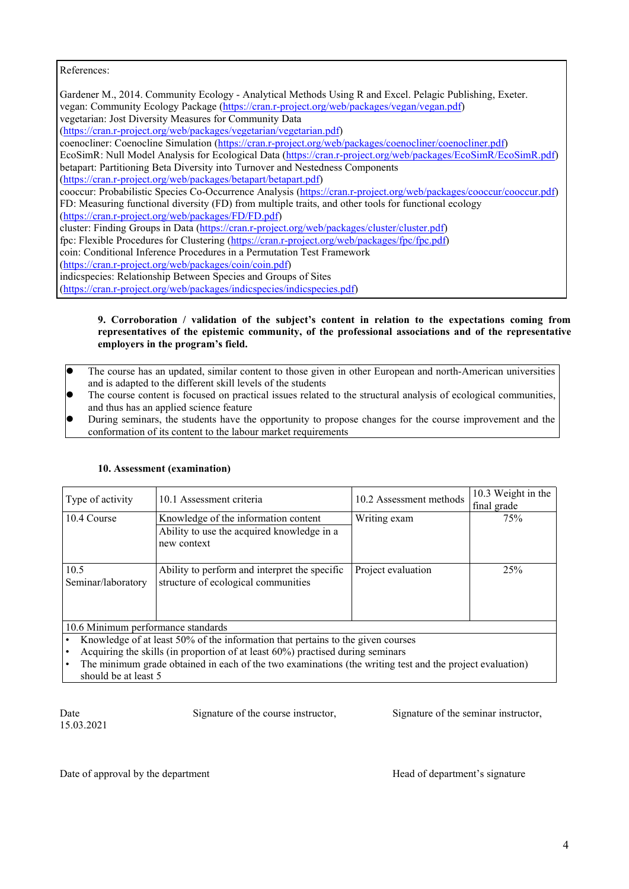References:

Gardener M., 2014. Community Ecology - Analytical Methods Using R and Excel. Pelagic Publishing, Exeter.
vegan: Community Ecology Package (https://cran.r-project.org/web/packages/vegan/vegan.pdf)
vegetarian: Jost Diversity Measures for Community Data (https://cran.r-project.org/web/packages/vegetarian/vegetarian.pdf)
coenocliner: Coenocline Simulation (https://cran.r-project.org/web/packages/coenocliner/coenocliner.pdf)
EcoSimR: Null Model Analysis for Ecological Data (https://cran.r-project.org/web/packages/EcoSimR/EcoSimR.pdf)
betapart: Partitioning Beta Diversity into Turnover and Nestedness Components (https://cran.r-project.org/web/packages/betapart/betapart.pdf)
cooccur: Probabilistic Species Co-Occurrence Analysis (https://cran.r-project.org/web/packages/cooccur/cooccur.pdf)
FD: Measuring functional diversity (FD) from multiple traits, and other tools for functional ecology (https://cran.r-project.org/web/packages/FD/FD.pdf)
cluster: Finding Groups in Data (https://cran.r-project.org/web/packages/cluster/cluster.pdf)
fpc: Flexible Procedures for Clustering (https://cran.r-project.org/web/packages/fpc/fpc.pdf)
coin: Conditional Inference Procedures in a Permutation Test Framework (https://cran.r-project.org/web/packages/coin/coin.pdf)
indicspecies: Relationship Between Species and Groups of Sites (https://cran.r-project.org/web/packages/indicspecies/indicspecies.pdf)

**9. Corroboration / validation of the subject's content in relation to the expectations coming from representatives of the epistemic community, of the professional associations and of the representative employers in the program's field.**

- The course has an updated, similar content to those given in other European and north-American universities and is adapted to the different skill levels of the students
- The course content is focused on practical issues related to the structural analysis of ecological communities, and thus has an applied science feature
- During seminars, the students have the opportunity to propose changes for the course improvement and the conformation of its content to the labour market requirements

**10. Assessment (examination)**

| Type of activity | 10.1 Assessment criteria | 10.2 Assessment methods | 10.3 Weight in the final grade |
|---|---|---|---|
| 10.4 Course | Knowledge of the information content<br>Ability to use the acquired knowledge in a new context | Writing exam | 75% |
| 10.5 Seminar/laboratory | Ability to perform and interpret the specific structure of ecological communities | Project evaluation | 25% |
| 10.6 Minimum performance standards | | | |

- Knowledge of at least 50% of the information that pertains to the given courses
- Acquiring the skills (in proportion of at least 60%) practised during seminars
- The minimum grade obtained in each of the two examinations (the writing test and the project evaluation) should be at least 5

Date
15.03.2021

Signature of the course instructor,

Signature of the seminar instructor,

Date of approval by the department

Head of department's signature